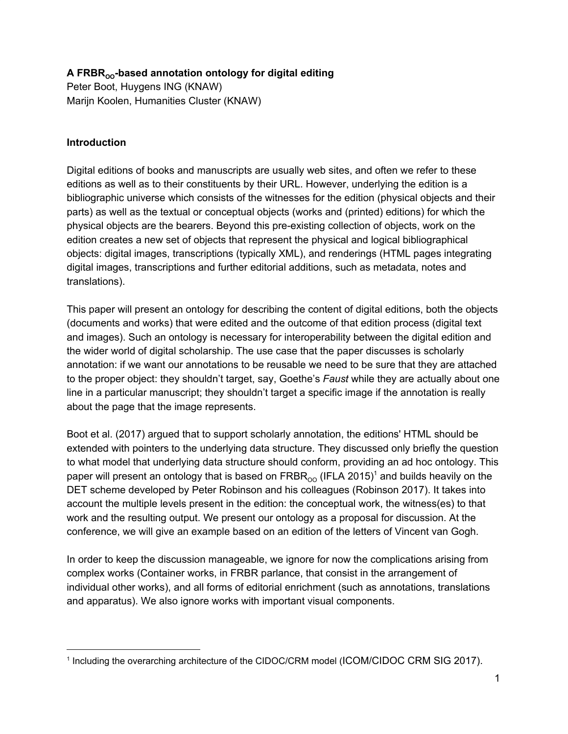**A FRBR$_{OO}$-based annotation ontology for digital editing**
Peter Boot, Huygens ING (KNAW)
Marijn Koolen, Humanities Cluster (KNAW)

## Introduction

Digital editions of books and manuscripts are usually web sites, and often we refer to these editions as well as to their constituents by their URL. However, underlying the edition is a bibliographic universe which consists of the witnesses for the edition (physical objects and their parts) as well as the textual or conceptual objects (works and (printed) editions) for which the physical objects are the bearers. Beyond this pre-existing collection of objects, work on the edition creates a new set of objects that represent the physical and logical bibliographical objects: digital images, transcriptions (typically XML), and renderings (HTML pages integrating digital images, transcriptions and further editorial additions, such as metadata, notes and translations).

This paper will present an ontology for describing the content of digital editions, both the objects (documents and works) that were edited and the outcome of that edition process (digital text and images). Such an ontology is necessary for interoperability between the digital edition and the wider world of digital scholarship. The use case that the paper discusses is scholarly annotation: if we want our annotations to be reusable we need to be sure that they are attached to the proper object: they shouldn't target, say, Goethe's *Faust* while they are actually about one line in a particular manuscript; they shouldn't target a specific image if the annotation is really about the page that the image represents.

Boot et al. (2017) argued that to support scholarly annotation, the editions' HTML should be extended with pointers to the underlying data structure. They discussed only briefly the question to what model that underlying data structure should conform, providing an ad hoc ontology. This paper will present an ontology that is based on FRBR$_{OO}$ (IFLA 2015)[1] and builds heavily on the DET scheme developed by Peter Robinson and his colleagues (Robinson 2017). It takes into account the multiple levels present in the edition: the conceptual work, the witness(es) to that work and the resulting output. We present our ontology as a proposal for discussion. At the conference, we will give an example based on an edition of the letters of Vincent van Gogh.

In order to keep the discussion manageable, we ignore for now the complications arising from complex works (Container works, in FRBR parlance, that consist in the arrangement of individual other works), and all forms of editorial enrichment (such as annotations, translations and apparatus). We also ignore works with important visual components.

---

[1] Including the overarching architecture of the CIDOC/CRM model (ICOM/CIDOC CRM SIG 2017).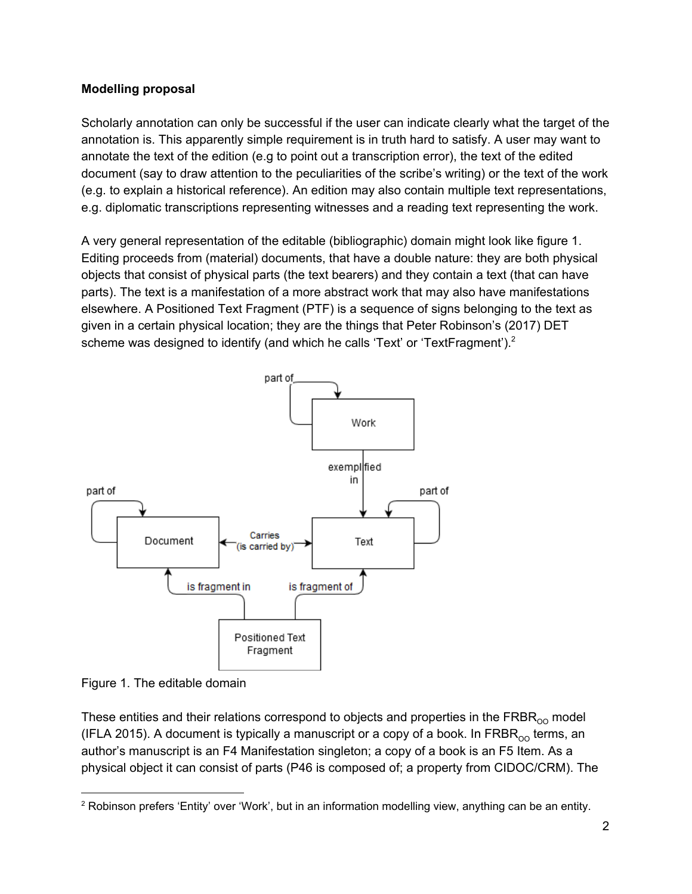**Modelling proposal**

Scholarly annotation can only be successful if the user can indicate clearly what the target of the annotation is. This apparently simple requirement is in truth hard to satisfy. A user may want to annotate the text of the edition (e.g to point out a transcription error), the text of the edited document (say to draw attention to the peculiarities of the scribe's writing) or the text of the work (e.g. to explain a historical reference). An edition may also contain multiple text representations, e.g. diplomatic transcriptions representing witnesses and a reading text representing the work.

A very general representation of the editable (bibliographic) domain might look like figure 1. Editing proceeds from (material) documents, that have a double nature: they are both physical objects that consist of physical parts (the text bearers) and they contain a text (that can have parts). The text is a manifestation of a more abstract work that may also have manifestations elsewhere. A Positioned Text Fragment (PTF) is a sequence of signs belonging to the text as given in a certain physical location; they are the things that Peter Robinson's (2017) DET scheme was designed to identify (and which he calls 'Text' or 'TextFragment').[2]

Figure 1. The editable domain

These entities and their relations correspond to objects and properties in the $FRBR_{OO}$ model (IFLA 2015). A document is typically a manuscript or a copy of a book. In $FRBR_{OO}$ terms, an author's manuscript is an F4 Manifestation singleton; a copy of a book is an F5 Item. As a physical object it can consist of parts (P46 is composed of; a property from CIDOC/CRM). The

[2] Robinson prefers 'Entity' over 'Work', but in an information modelling view, anything can be an entity.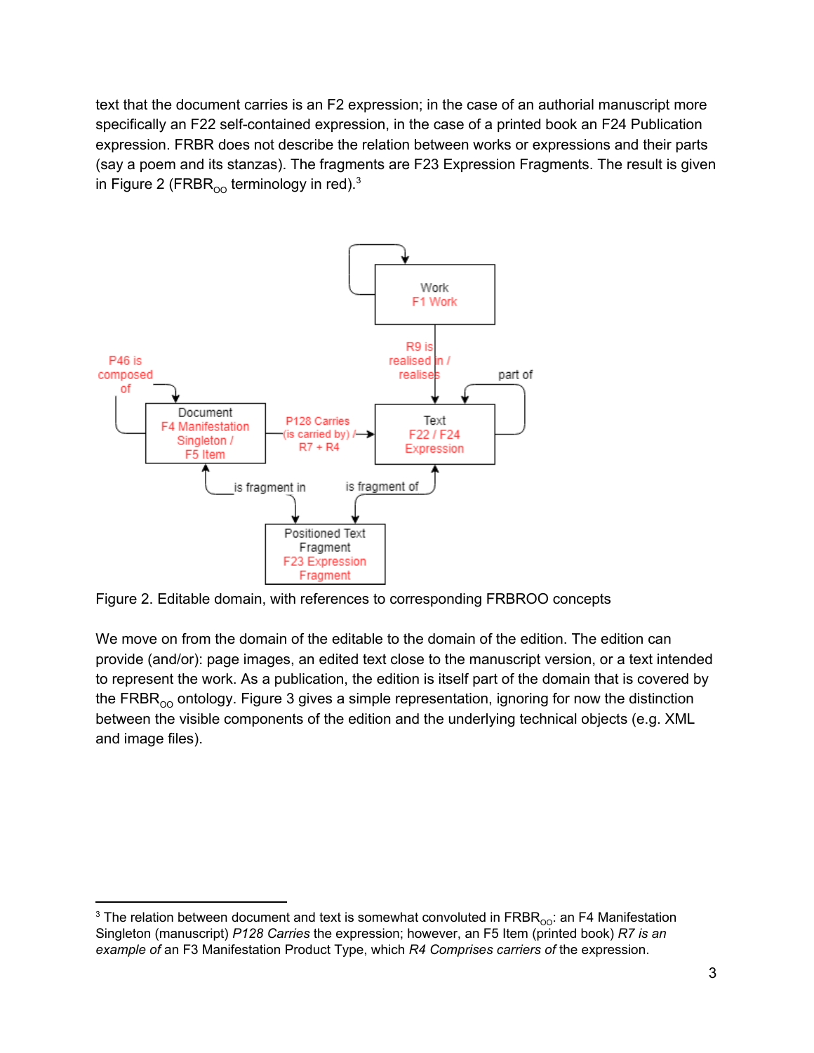text that the document carries is an F2 expression; in the case of an authorial manuscript more specifically an F22 self-contained expression, in the case of a printed book an F24 Publication expression. FRBR does not describe the relation between works or expressions and their parts (say a poem and its stanzas). The fragments are F23 Expression Fragments. The result is given in Figure 2 ($FRBR_{OO}$ terminology in red).[3]

Figure 2. Editable domain, with references to corresponding FRBROO concepts

We move on from the domain of the editable to the domain of the edition. The edition can provide (and/or): page images, an edited text close to the manuscript version, or a text intended to represent the work. As a publication, the edition is itself part of the domain that is covered by the $FRBR_{OO}$ ontology. Figure 3 gives a simple representation, ignoring for now the distinction between the visible components of the edition and the underlying technical objects (e.g. XML and image files).

---

[3] The relation between document and text is somewhat convoluted in $FRBR_{OO}$: an F4 Manifestation Singleton (manuscript) *P128 Carries* the expression; however, an F5 Item (printed book) *R7 is an example of* an F3 Manifestation Product Type, which *R4 Comprises carriers of* the expression.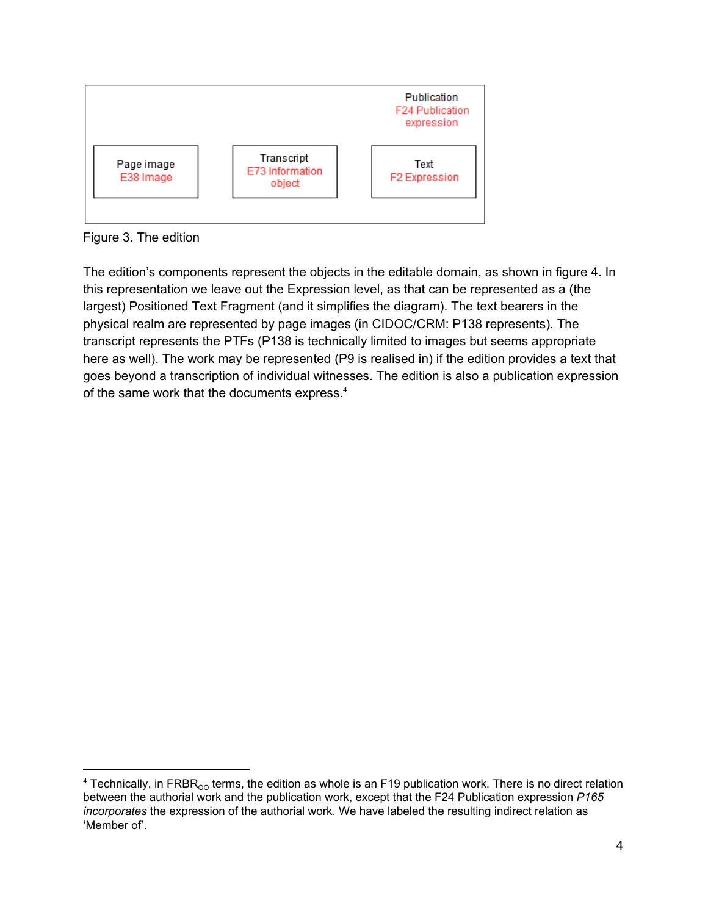Publication
F24 Publication expression

| Page image<br>E38 Image | Transcript<br>E73 Information object | Text<br>F2 Expression |
| --- | --- | --- |

Figure 3. The edition

The edition's components represent the objects in the editable domain, as shown in figure 4. In this representation we leave out the Expression level, as that can be represented as a (the largest) Positioned Text Fragment (and it simplifies the diagram). The text bearers in the physical realm are represented by page images (in CIDOC/CRM: P138 represents). The transcript represents the PTFs (P138 is technically limited to images but seems appropriate here as well). The work may be represented (P9 is realised in) if the edition provides a text that goes beyond a transcription of individual witnesses. The edition is also a publication expression of the same work that the documents express.[4]

---

[4] Technically, in $FRBR_{OO}$ terms, the edition as whole is an F19 publication work. There is no direct relation between the authorial work and the publication work, except that the F24 Publication expression *P165 incorporates* the expression of the authorial work. We have labeled the resulting indirect relation as 'Member of'.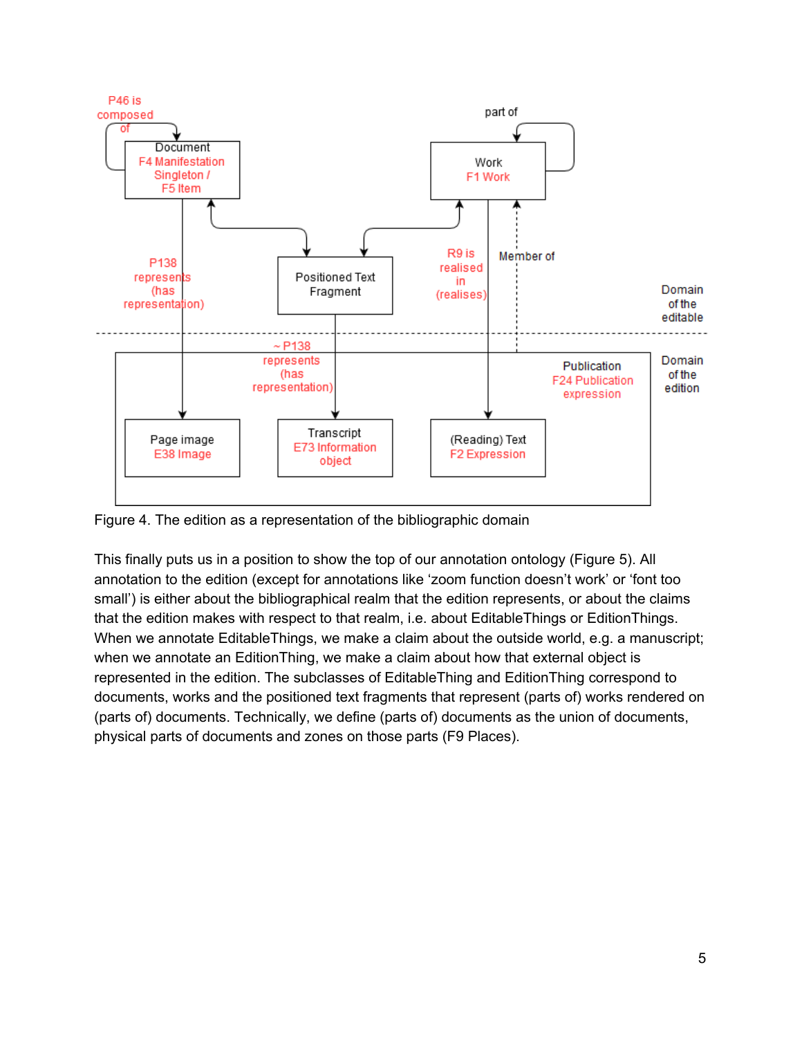Figure 4. The edition as a representation of the bibliographic domain

This finally puts us in a position to show the top of our annotation ontology (Figure 5). All annotation to the edition (except for annotations like 'zoom function doesn't work' or 'font too small') is either about the bibliographical realm that the edition represents, or about the claims that the edition makes with respect to that realm, i.e. about EditableThings or EditionThings. When we annotate EditableThings, we make a claim about the outside world, e.g. a manuscript; when we annotate an EditionThing, we make a claim about how that external object is represented in the edition. The subclasses of EditableThing and EditionThing correspond to documents, works and the positioned text fragments that represent (parts of) works rendered on (parts of) documents. Technically, we define (parts of) documents as the union of documents, physical parts of documents and zones on those parts (F9 Places).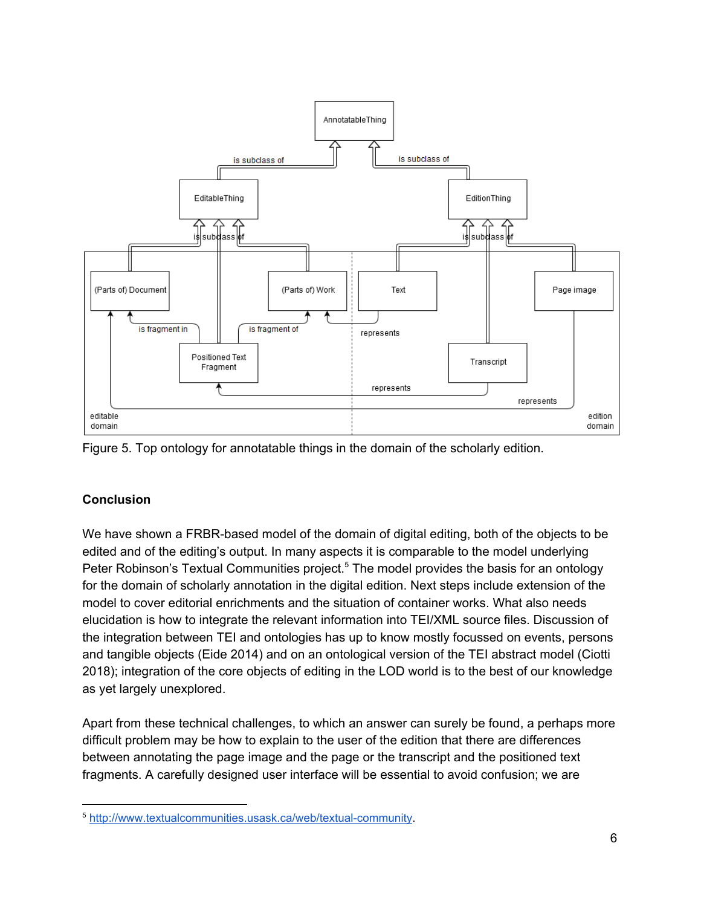Figure 5. Top ontology for annotatable things in the domain of the scholarly edition.

## Conclusion

We have shown a FRBR-based model of the domain of digital editing, both of the objects to be edited and of the editing's output. In many aspects it is comparable to the model underlying Peter Robinson's Textual Communities project.[5] The model provides the basis for an ontology for the domain of scholarly annotation in the digital edition. Next steps include extension of the model to cover editorial enrichments and the situation of container works. What also needs elucidation is how to integrate the relevant information into TEI/XML source files. Discussion of the integration between TEI and ontologies has up to know mostly focussed on events, persons and tangible objects (Eide 2014) and on an ontological version of the TEI abstract model (Ciotti 2018); integration of the core objects of editing in the LOD world is to the best of our knowledge as yet largely unexplored.

Apart from these technical challenges, to which an answer can surely be found, a perhaps more difficult problem may be how to explain to the user of the edition that there are differences between annotating the page image and the page or the transcript and the positioned text fragments. A carefully designed user interface will be essential to avoid confusion; we are

[5] http://www.textualcommunities.usask.ca/web/textual-community.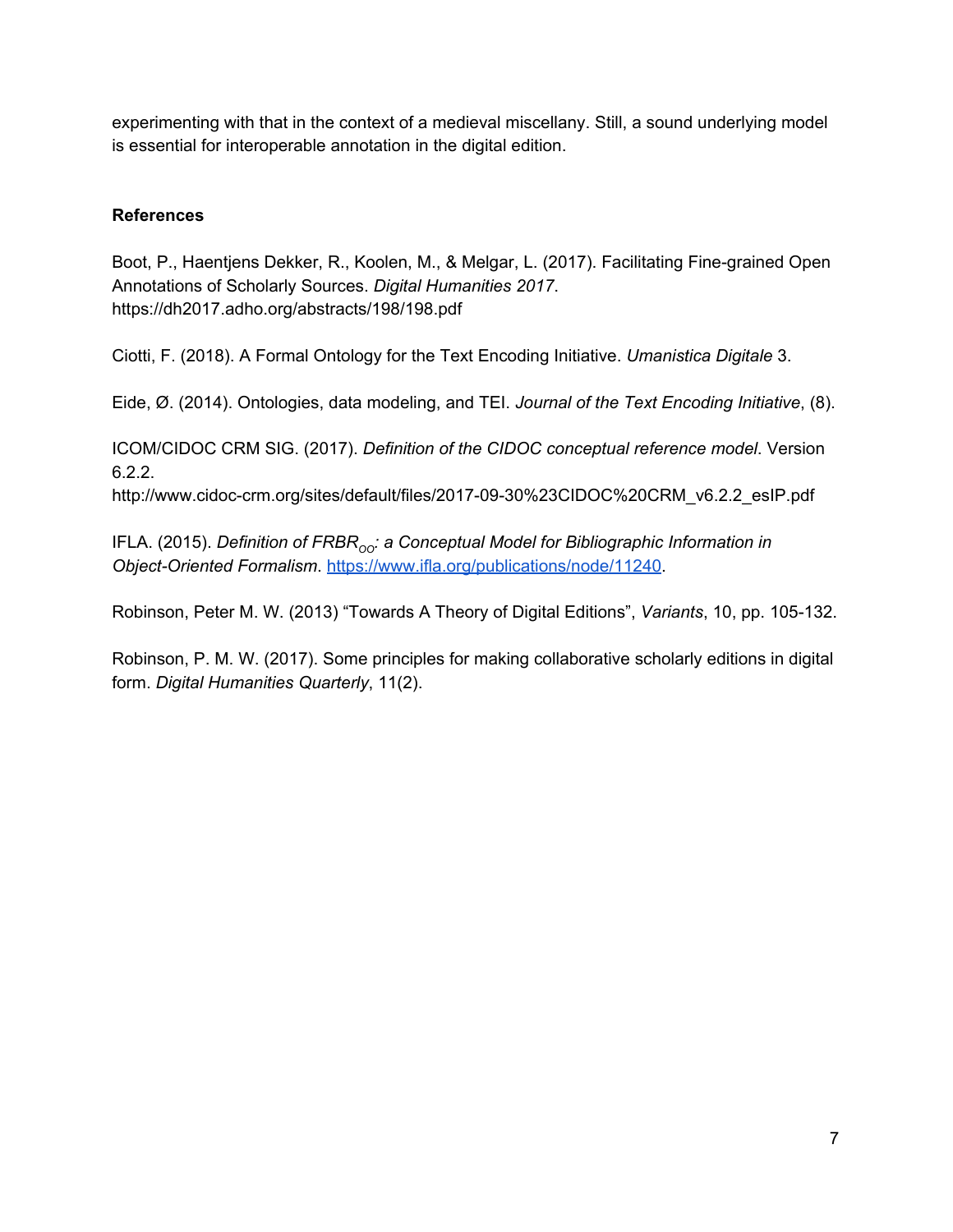experimenting with that in the context of a medieval miscellany. Still, a sound underlying model is essential for interoperable annotation in the digital edition.

**References**

Boot, P., Haentjens Dekker, R., Koolen, M., & Melgar, L. (2017). Facilitating Fine-grained Open Annotations of Scholarly Sources. *Digital Humanities 2017*. https://dh2017.adho.org/abstracts/198/198.pdf

Ciotti, F. (2018). A Formal Ontology for the Text Encoding Initiative. *Umanistica Digitale* 3.

Eide, Ø. (2014). Ontologies, data modeling, and TEI. *Journal of the Text Encoding Initiative*, (8).

ICOM/CIDOC CRM SIG. (2017). *Definition of the CIDOC conceptual reference model*. Version 6.2.2. http://www.cidoc-crm.org/sites/default/files/2017-09-30%23CIDOC%20CRM_v6.2.2_esIP.pdf

IFLA. (2015). *Definition of $FRBR_{OO}$: a Conceptual Model for Bibliographic Information in Object-Oriented Formalism*. https://www.ifla.org/publications/node/11240.

Robinson, Peter M. W. (2013) "Towards A Theory of Digital Editions", *Variants*, 10, pp. 105-132.

Robinson, P. M. W. (2017). Some principles for making collaborative scholarly editions in digital form. *Digital Humanities Quarterly*, 11(2).